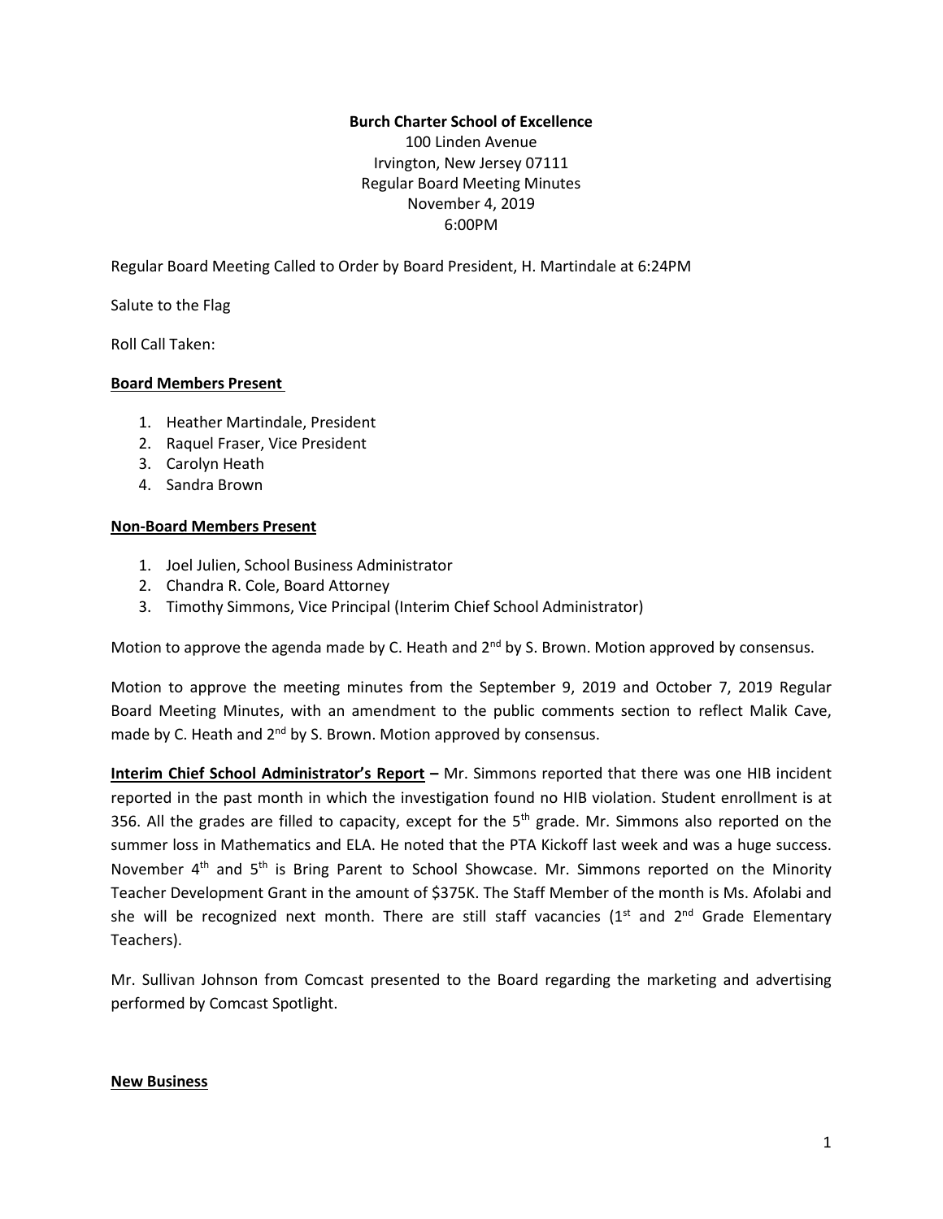**Burch Charter School of Excellence**
100 Linden Avenue
Irvington, New Jersey 07111
Regular Board Meeting Minutes
November 4, 2019
6:00PM

Regular Board Meeting Called to Order by Board President, H. Martindale at 6:24PM

Salute to the Flag

Roll Call Taken:

**Board Members Present**

1. Heather Martindale, President
2. Raquel Fraser, Vice President
3. Carolyn Heath
4. Sandra Brown

**Non-Board Members Present**

1. Joel Julien, School Business Administrator
2. Chandra R. Cole, Board Attorney
3. Timothy Simmons, Vice Principal (Interim Chief School Administrator)

Motion to approve the agenda made by C. Heath and 2nd by S. Brown. Motion approved by consensus.

Motion to approve the meeting minutes from the September 9, 2019 and October 7, 2019 Regular Board Meeting Minutes, with an amendment to the public comments section to reflect Malik Cave, made by C. Heath and 2nd by S. Brown. Motion approved by consensus.

**Interim Chief School Administrator's Report –** Mr. Simmons reported that there was one HIB incident reported in the past month in which the investigation found no HIB violation. Student enrollment is at 356. All the grades are filled to capacity, except for the 5th grade. Mr. Simmons also reported on the summer loss in Mathematics and ELA. He noted that the PTA Kickoff last week and was a huge success. November 4th and 5th is Bring Parent to School Showcase. Mr. Simmons reported on the Minority Teacher Development Grant in the amount of $375K. The Staff Member of the month is Ms. Afolabi and she will be recognized next month. There are still staff vacancies (1st and 2nd Grade Elementary Teachers).

Mr. Sullivan Johnson from Comcast presented to the Board regarding the marketing and advertising performed by Comcast Spotlight.

**New Business**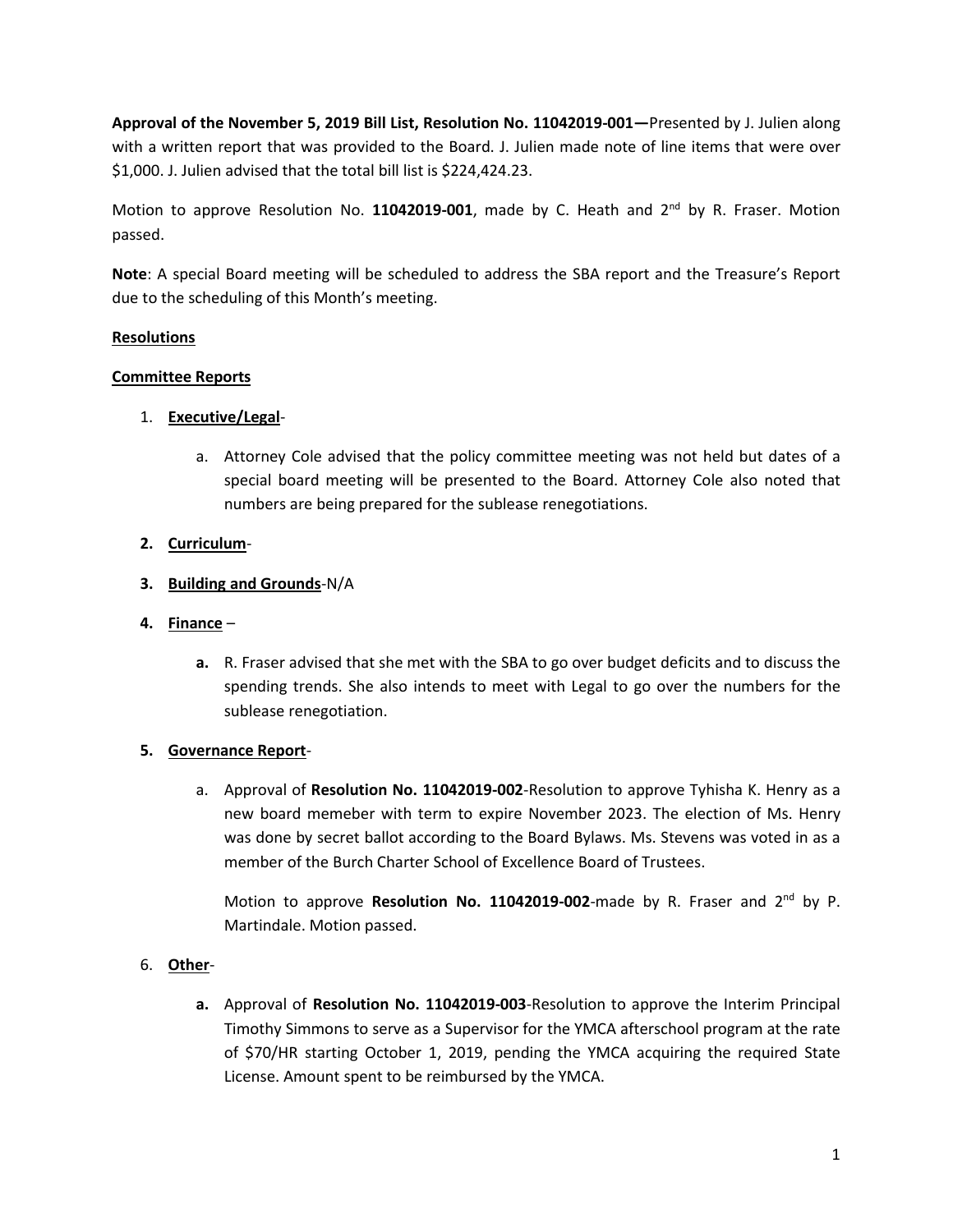**Approval of the November 5, 2019 Bill List, Resolution No. 11042019-001—**Presented by J. Julien along with a written report that was provided to the Board. J. Julien made note of line items that were over $1,000. J. Julien advised that the total bill list is $224,424.23.

Motion to approve Resolution No. **11042019-001**, made by C. Heath and 2nd by R. Fraser. Motion passed.

**Note**: A special Board meeting will be scheduled to address the SBA report and the Treasure's Report due to the scheduling of this Month's meeting.

**Resolutions**

**Committee Reports**

1. **Executive/Legal**-

   a. Attorney Cole advised that the policy committee meeting was not held but dates of a special board meeting will be presented to the Board. Attorney Cole also noted that numbers are being prepared for the sublease renegotiations.

2. **Curriculum**-

3. **Building and Grounds**-N/A

4. **Finance** –

   **a.** R. Fraser advised that she met with the SBA to go over budget deficits and to discuss the spending trends. She also intends to meet with Legal to go over the numbers for the sublease renegotiation.

5. **Governance Report**-

   a. Approval of **Resolution No. 11042019-002**-Resolution to approve Tyhisha K. Henry as a new board memeber with term to expire November 2023. The election of Ms. Henry was done by secret ballot according to the Board Bylaws. Ms. Stevens was voted in as a member of the Burch Charter School of Excellence Board of Trustees.

   Motion to approve **Resolution No. 11042019-002**-made by R. Fraser and 2nd by P. Martindale. Motion passed.

6. **Other**-

   **a.** Approval of **Resolution No. 11042019-003**-Resolution to approve the Interim Principal Timothy Simmons to serve as a Supervisor for the YMCA afterschool program at the rate of $70/HR starting October 1, 2019, pending the YMCA acquiring the required State License. Amount spent to be reimbursed by the YMCA.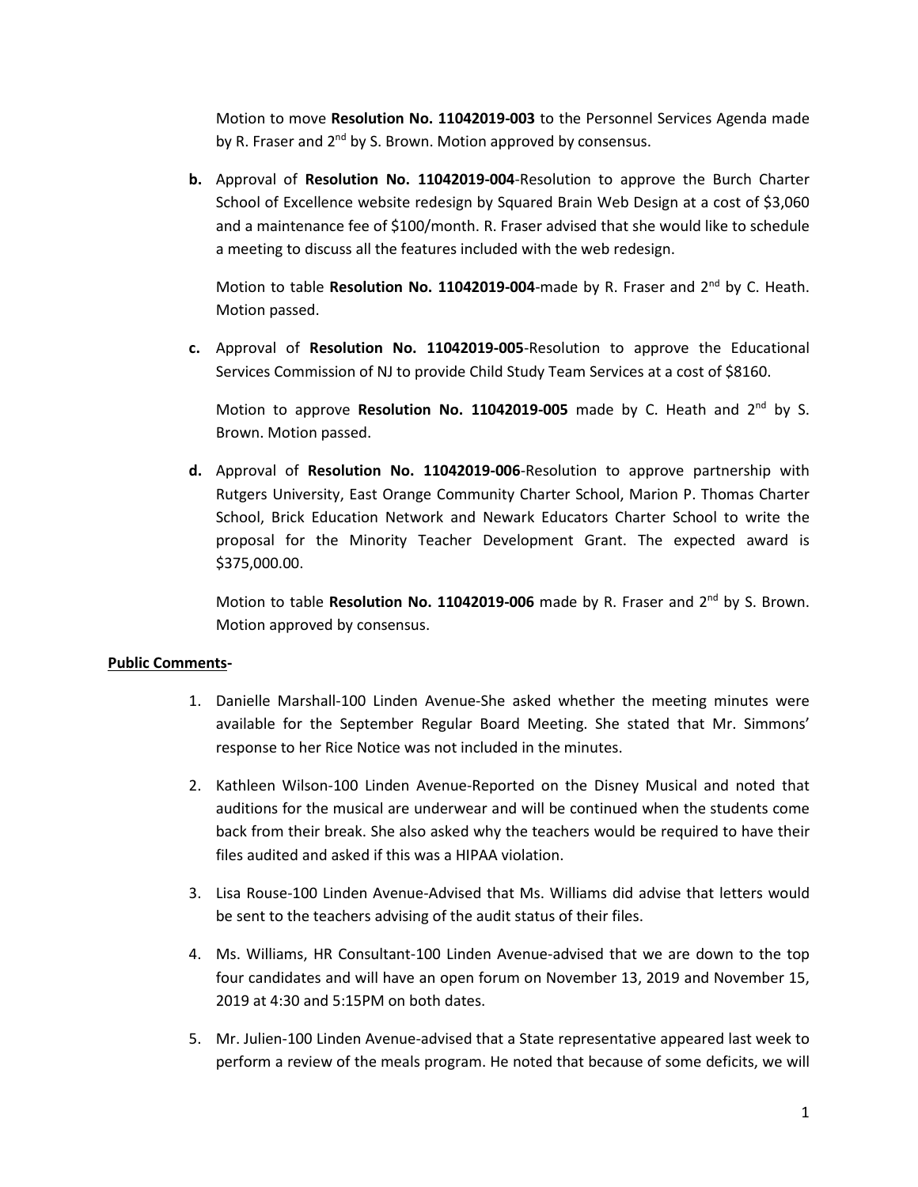Motion to move **Resolution No. 11042019-003** to the Personnel Services Agenda made by R. Fraser and 2nd by S. Brown. Motion approved by consensus.

**b.** Approval of **Resolution No. 11042019-004**-Resolution to approve the Burch Charter School of Excellence website redesign by Squared Brain Web Design at a cost of $3,060 and a maintenance fee of $100/month. R. Fraser advised that she would like to schedule a meeting to discuss all the features included with the web redesign.

Motion to table **Resolution No. 11042019-004**-made by R. Fraser and 2nd by C. Heath. Motion passed.

**c.** Approval of **Resolution No. 11042019-005**-Resolution to approve the Educational Services Commission of NJ to provide Child Study Team Services at a cost of $8160.

Motion to approve **Resolution No. 11042019-005** made by C. Heath and 2nd by S. Brown. Motion passed.

**d.** Approval of **Resolution No. 11042019-006**-Resolution to approve partnership with Rutgers University, East Orange Community Charter School, Marion P. Thomas Charter School, Brick Education Network and Newark Educators Charter School to write the proposal for the Minority Teacher Development Grant. The expected award is $375,000.00.

Motion to table **Resolution No. 11042019-006** made by R. Fraser and 2nd by S. Brown. Motion approved by consensus.

**Public Comments-**

1. Danielle Marshall-100 Linden Avenue-She asked whether the meeting minutes were available for the September Regular Board Meeting. She stated that Mr. Simmons' response to her Rice Notice was not included in the minutes.
2. Kathleen Wilson-100 Linden Avenue-Reported on the Disney Musical and noted that auditions for the musical are underwear and will be continued when the students come back from their break. She also asked why the teachers would be required to have their files audited and asked if this was a HIPAA violation.
3. Lisa Rouse-100 Linden Avenue-Advised that Ms. Williams did advise that letters would be sent to the teachers advising of the audit status of their files.
4. Ms. Williams, HR Consultant-100 Linden Avenue-advised that we are down to the top four candidates and will have an open forum on November 13, 2019 and November 15, 2019 at 4:30 and 5:15PM on both dates.
5. Mr. Julien-100 Linden Avenue-advised that a State representative appeared last week to perform a review of the meals program. He noted that because of some deficits, we will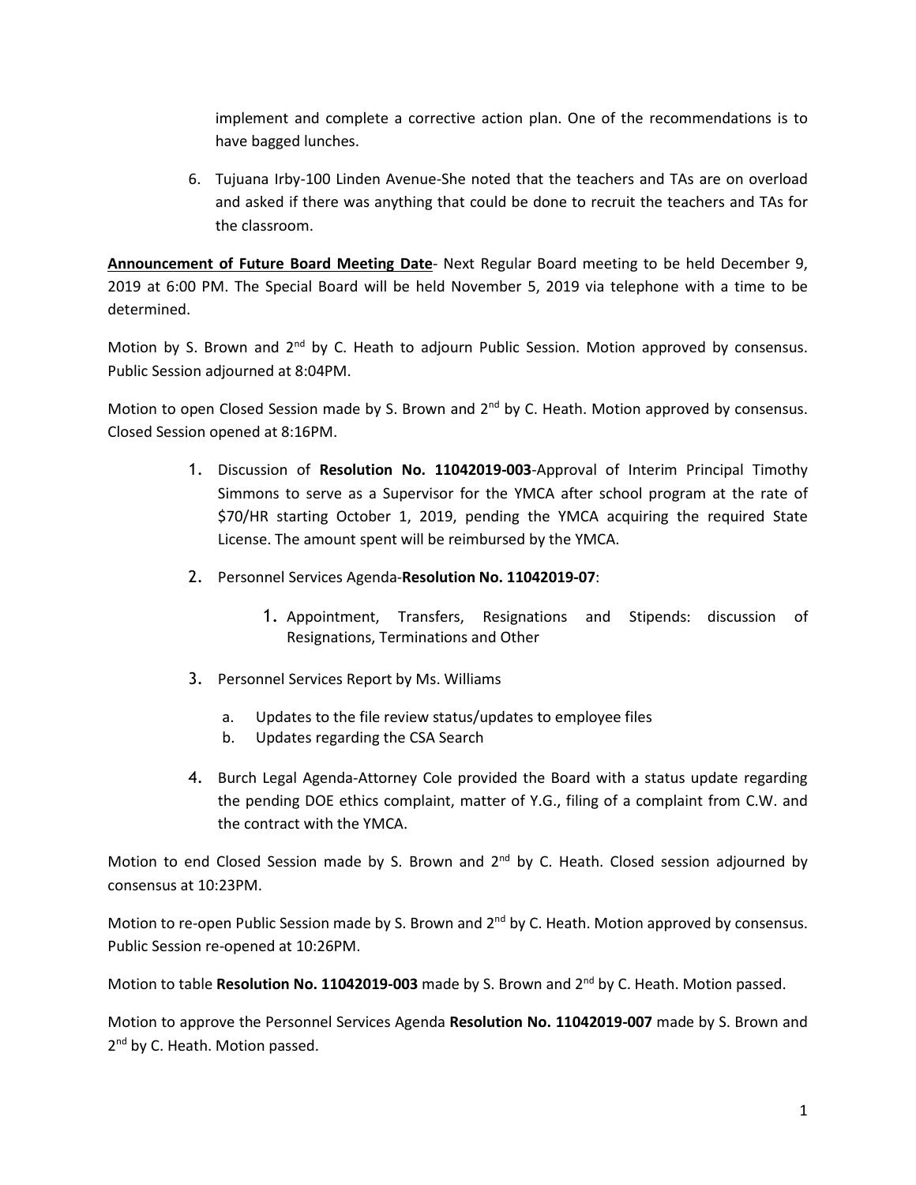implement and complete a corrective action plan. One of the recommendations is to have bagged lunches.

6. Tujuana Irby-100 Linden Avenue-She noted that the teachers and TAs are on overload and asked if there was anything that could be done to recruit the teachers and TAs for the classroom.

**Announcement of Future Board Meeting Date**- Next Regular Board meeting to be held December 9, 2019 at 6:00 PM. The Special Board will be held November 5, 2019 via telephone with a time to be determined.

Motion by S. Brown and 2nd by C. Heath to adjourn Public Session. Motion approved by consensus. Public Session adjourned at 8:04PM.

Motion to open Closed Session made by S. Brown and 2nd by C. Heath. Motion approved by consensus. Closed Session opened at 8:16PM.

1. Discussion of **Resolution No. 11042019-003**-Approval of Interim Principal Timothy Simmons to serve as a Supervisor for the YMCA after school program at the rate of $70/HR starting October 1, 2019, pending the YMCA acquiring the required State License. The amount spent will be reimbursed by the YMCA.
2. Personnel Services Agenda-**Resolution No. 11042019-07**:
   1. Appointment, Transfers, Resignations and Stipends: discussion of Resignations, Terminations and Other
3. Personnel Services Report by Ms. Williams
   a. Updates to the file review status/updates to employee files
   b. Updates regarding the CSA Search
4. Burch Legal Agenda-Attorney Cole provided the Board with a status update regarding the pending DOE ethics complaint, matter of Y.G., filing of a complaint from C.W. and the contract with the YMCA.

Motion to end Closed Session made by S. Brown and 2nd by C. Heath. Closed session adjourned by consensus at 10:23PM.

Motion to re-open Public Session made by S. Brown and 2nd by C. Heath. Motion approved by consensus. Public Session re-opened at 10:26PM.

Motion to table **Resolution No. 11042019-003** made by S. Brown and 2nd by C. Heath. Motion passed.

Motion to approve the Personnel Services Agenda **Resolution No. 11042019-007** made by S. Brown and 2nd by C. Heath. Motion passed.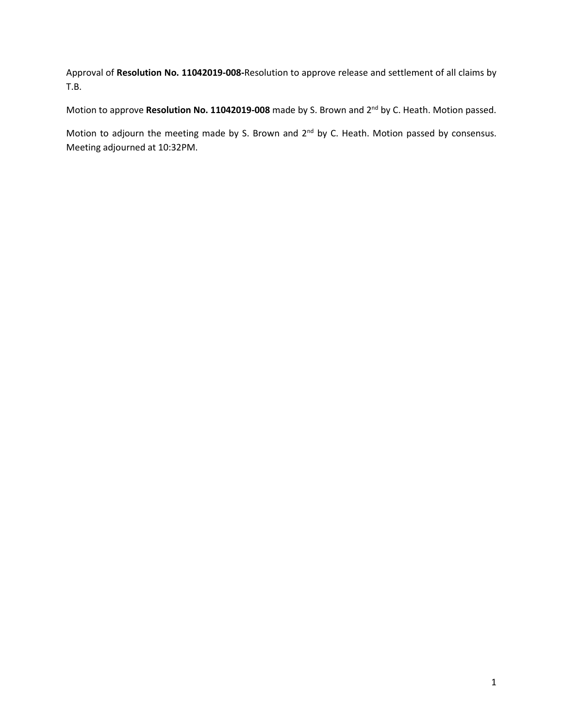Approval of **Resolution No. 11042019-008-**Resolution to approve release and settlement of all claims by T.B.

Motion to approve **Resolution No. 11042019-008** made by S. Brown and 2nd by C. Heath. Motion passed.

Motion to adjourn the meeting made by S. Brown and 2nd by C. Heath. Motion passed by consensus. Meeting adjourned at 10:32PM.